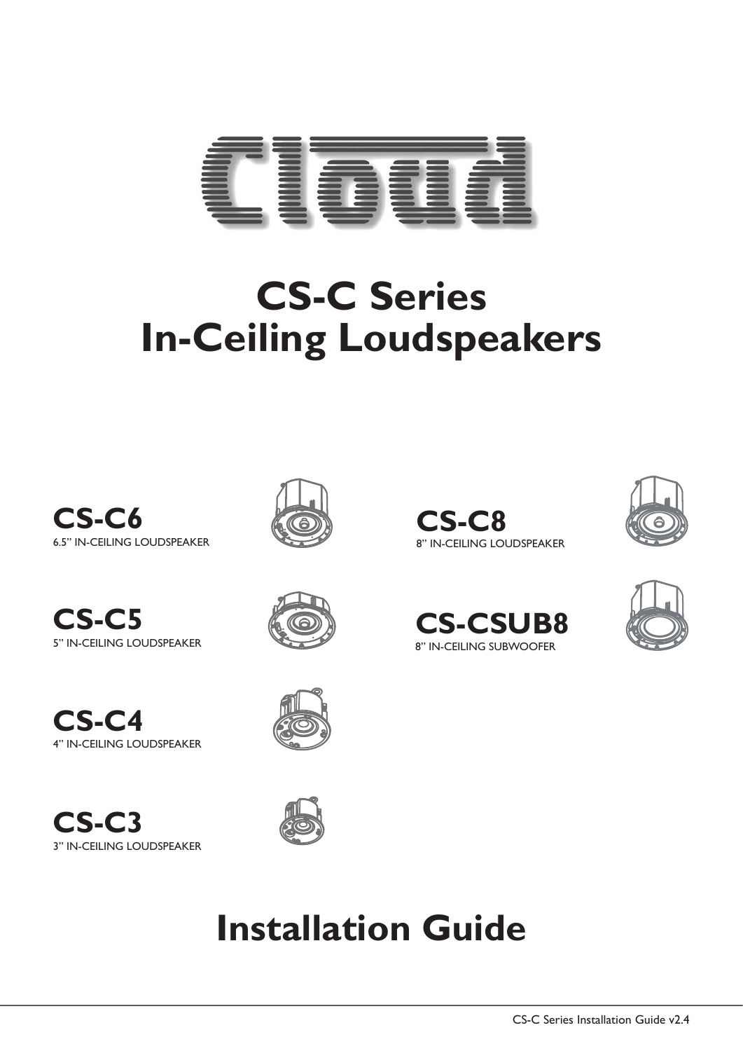# CS-C Series In-Ceiling Loudspeakers

**CS-C6**
6.5" IN-CEILING LOUDSPEAKER

**CS-C8**
8" IN-CEILING LOUDSPEAKER

**CS-C5**
5" IN-CEILING LOUDSPEAKER

**CS-CSUB8**
8" IN-CEILING SUBWOOFER

**CS-C4**
4" IN-CEILING LOUDSPEAKER

**CS-C3**
3" IN-CEILING LOUDSPEAKER

# Installation Guide

CS-C Series Installation Guide v2.4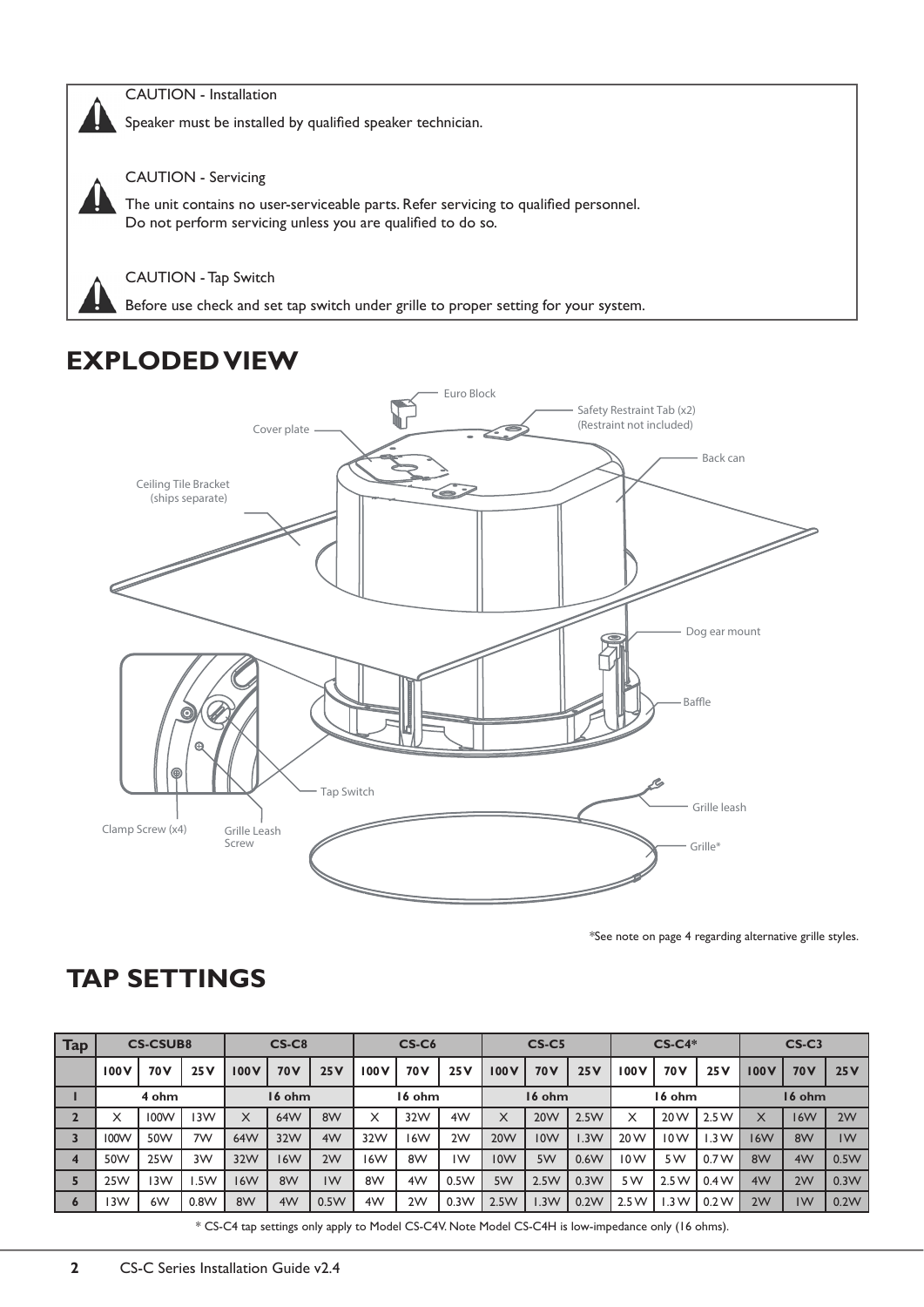CAUTION - Installation

Speaker must be installed by qualified speaker technician.

CAUTION - Servicing

The unit contains no user-serviceable parts. Refer servicing to qualified personnel. Do not perform servicing unless you are qualified to do so.

CAUTION - Tap Switch

Before use check and set tap switch under grille to proper setting for your system.

## EXPLODED VIEW

Euro Block

Safety Restraint Tab (x2) (Restraint not included)

Cover plate

Back can

Ceiling Tile Bracket (ships separate)

Dog ear mount

Baffle

Tap Switch

Grille leash

Clamp Screw (x4)

Grille Leash Screw

Grille*

*See note on page 4 regarding alternative grille styles.

## TAP SETTINGS

| Tap | CS-CSUB8 | | | CS-C8 | | | CS-C6 | | | CS-C5 | | | CS-C4* | | | CS-C3 | | |
|---|---|---|---|---|---|---|---|---|---|---|---|---|---|---|---|---|---|---|
| | 100V | 70V | 25V | 100V | 70V | 25V | 100V | 70V | 25V | 100V | 70V | 25V | 100V | 70V | 25V | 100V | 70V | 25V |
| 1 | 4 ohm | | | 16 ohm | | | 16 ohm | | | 16 ohm | | | 16 ohm | | | 16 ohm | | |
| 2 | X | 100W | 13W | X | 64W | 8W | X | 32W | 4W | X | 20W | 2.5W | X | 20W | 2.5W | X | 16W | 2W |
| 3 | 100W | 50W | 7W | 64W | 32W | 4W | 32W | 16W | 2W | 20W | 10W | 1.3W | 20W | 10W | 1.3W | 16W | 8W | 1W |
| 4 | 50W | 25W | 3W | 32W | 16W | 2W | 16W | 8W | 1W | 10W | 5W | 0.6W | 10W | 5W | 0.7W | 8W | 4W | 0.5W |
| 5 | 25W | 13W | 1.5W | 16W | 8W | 1W | 8W | 4W | 0.5W | 5W | 2.5W | 0.3W | 5W | 2.5W | 0.4W | 4W | 2W | 0.3W |
| 6 | 13W | 6W | 0.8W | 8W | 4W | 0.5W | 4W | 2W | 0.3W | 2.5W | 1.3W | 0.2W | 2.5W | 1.3W | 0.2W | 2W | 1W | 0.2W |

* CS-C4 tap settings only apply to Model CS-C4V. Note Model CS-C4H is low-impedance only (16 ohms).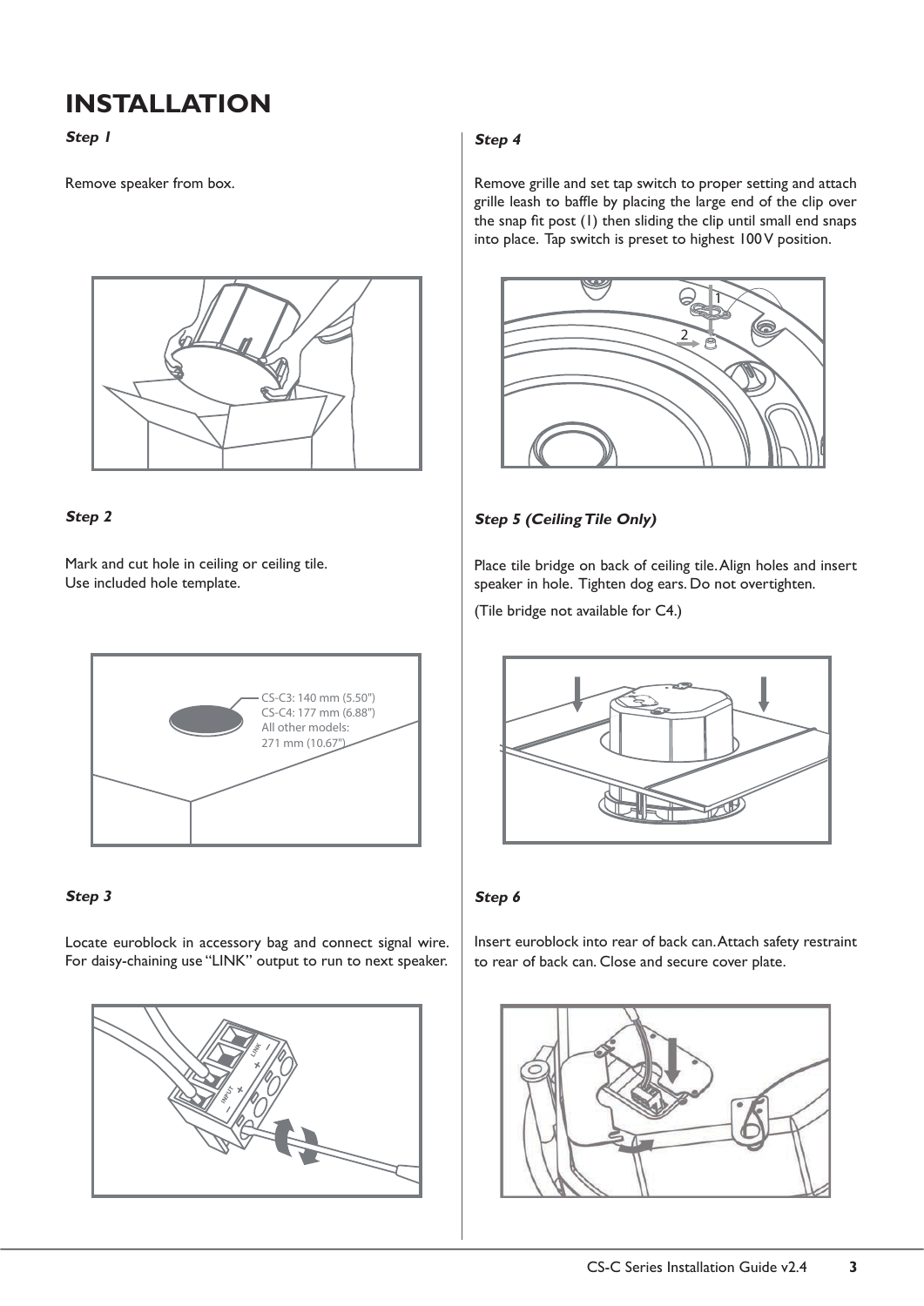# INSTALLATION

### *Step 1*

Remove speaker from box.

### *Step 2*

Mark and cut hole in ceiling or ceiling tile.
Use included hole template.

CS-C3: 140 mm (5.50")
CS-C4: 177 mm (6.88")
All other models:
271 mm (10.67")

### *Step 3*

Locate euroblock in accessory bag and connect signal wire. For daisy-chaining use "LINK" output to run to next speaker.

### *Step 4*

Remove grille and set tap switch to proper setting and attach grille leash to baffle by placing the large end of the clip over the snap fit post (1) then sliding the clip until small end snaps into place. Tap switch is preset to highest 100 V position.

### *Step 5 (Ceiling Tile Only)*

Place tile bridge on back of ceiling tile. Align holes and insert speaker in hole. Tighten dog ears. Do not overtighten.

(Tile bridge not available for C4.)

### *Step 6*

Insert euroblock into rear of back can. Attach safety restraint to rear of back can. Close and secure cover plate.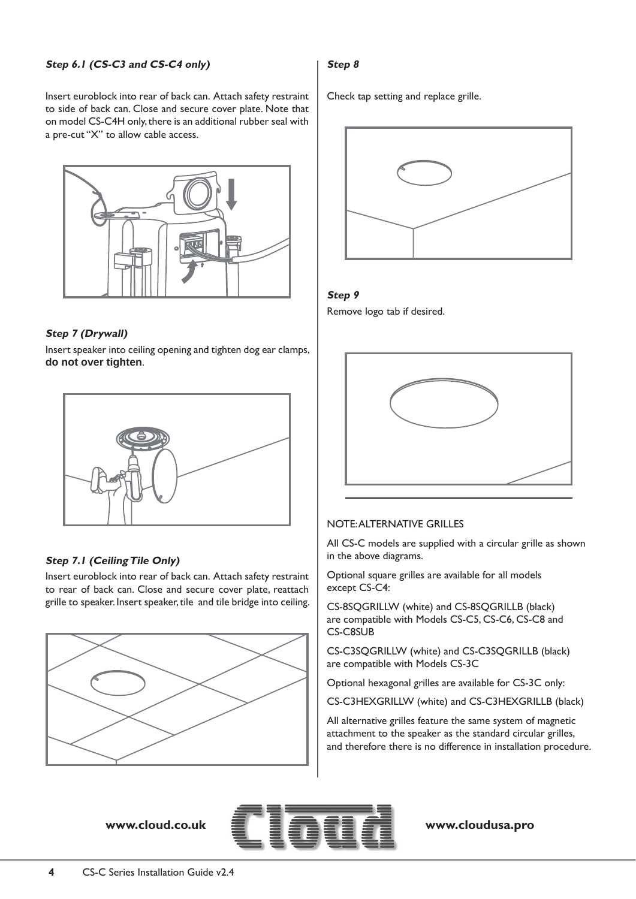### *Step 6.1 (CS-C3 and CS-C4 only)*

Insert euroblock into rear of back can. Attach safety restraint to side of back can. Close and secure cover plate. Note that on model CS-C4H only, there is an additional rubber seal with a pre-cut "X" to allow cable access.

### *Step 7 (Drywall)*

Insert speaker into ceiling opening and tighten dog ear clamps, **do not over tighten**.

### *Step 7.1 (Ceiling Tile Only)*

Insert euroblock into rear of back can. Attach safety restraint to rear of back can. Close and secure cover plate, reattach grille to speaker. Insert speaker, tile and tile bridge into ceiling.

### *Step 8*

Check tap setting and replace grille.

### *Step 9*

Remove logo tab if desired.

NOTE: ALTERNATIVE GRILLES

All CS-C models are supplied with a circular grille as shown in the above diagrams.

Optional square grilles are available for all models except CS-C4:

CS-8SQGRILLW (white) and CS-8SQGRILLB (black) are compatible with Models CS-C5, CS-C6, CS-C8 and CS-C8SUB

CS-C3SQGRILLW (white) and CS-C3SQGRILLB (black) are compatible with Models CS-3C

Optional hexagonal grilles are available for CS-3C only:

CS-C3HEXGRILLW (white) and CS-C3HEXGRILLB (black)

All alternative grilles feature the same system of magnetic attachment to the speaker as the standard circular grilles, and therefore there is no difference in installation procedure.

**www.cloud.co.uk** **www.cloudusa.pro**